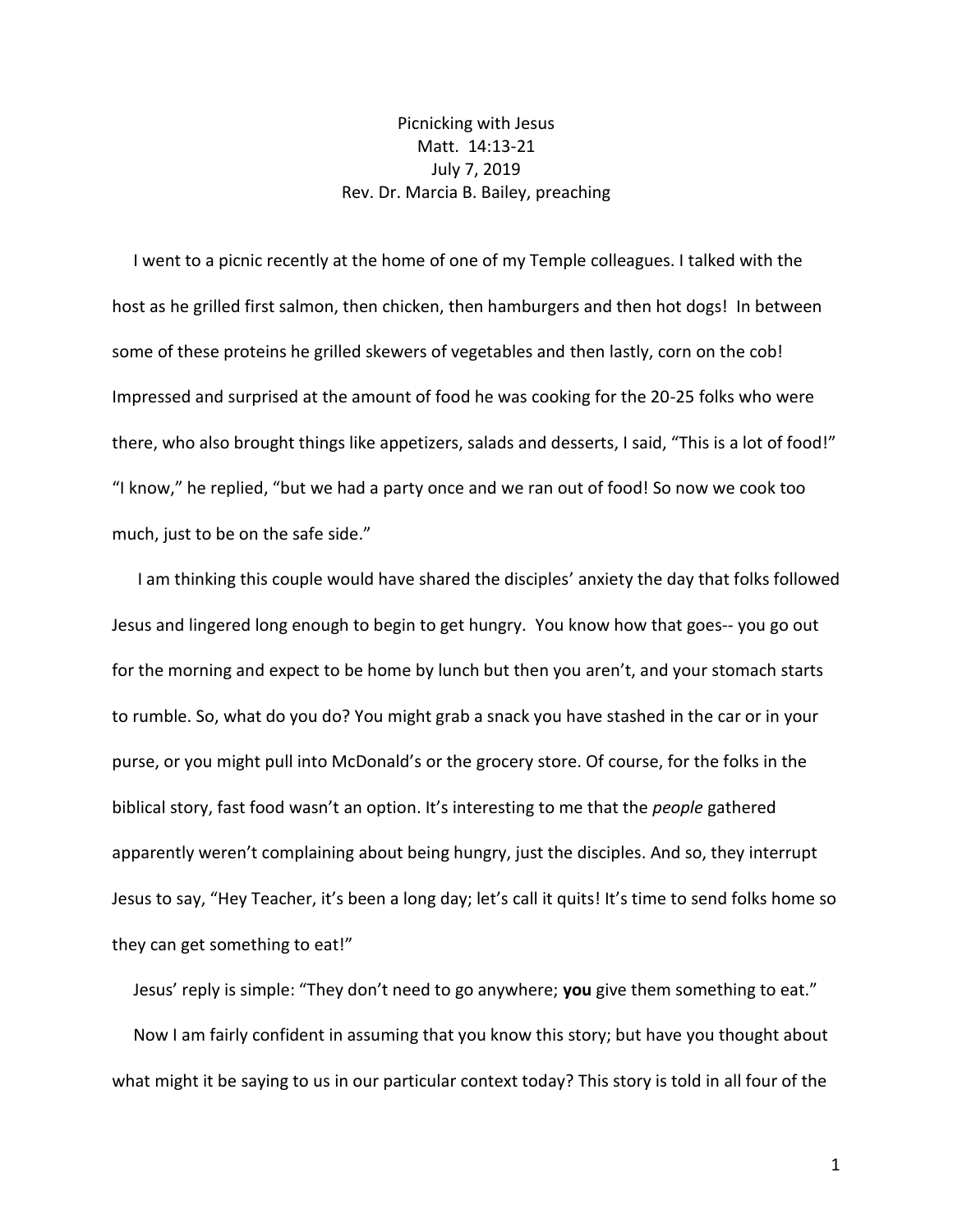Picnicking with Jesus  
Matt. 14:13-21  
July 7, 2019  
Rev. Dr. Marcia B. Bailey, preaching

I went to a picnic recently at the home of one of my Temple colleagues. I talked with the host as he grilled first salmon, then chicken, then hamburgers and then hot dogs! In between some of these proteins he grilled skewers of vegetables and then lastly, corn on the cob! Impressed and surprised at the amount of food he was cooking for the 20-25 folks who were there, who also brought things like appetizers, salads and desserts, I said, "This is a lot of food!" "I know," he replied, "but we had a party once and we ran out of food! So now we cook too much, just to be on the safe side."

I am thinking this couple would have shared the disciples' anxiety the day that folks followed Jesus and lingered long enough to begin to get hungry. You know how that goes-- you go out for the morning and expect to be home by lunch but then you aren't, and your stomach starts to rumble. So, what do you do? You might grab a snack you have stashed in the car or in your purse, or you might pull into McDonald's or the grocery store. Of course, for the folks in the biblical story, fast food wasn't an option. It's interesting to me that the *people* gathered apparently weren't complaining about being hungry, just the disciples. And so, they interrupt Jesus to say, "Hey Teacher, it's been a long day; let's call it quits! It's time to send folks home so they can get something to eat!"

Jesus' reply is simple: "They don't need to go anywhere; **you** give them something to eat."

Now I am fairly confident in assuming that you know this story; but have you thought about what might it be saying to us in our particular context today? This story is told in all four of the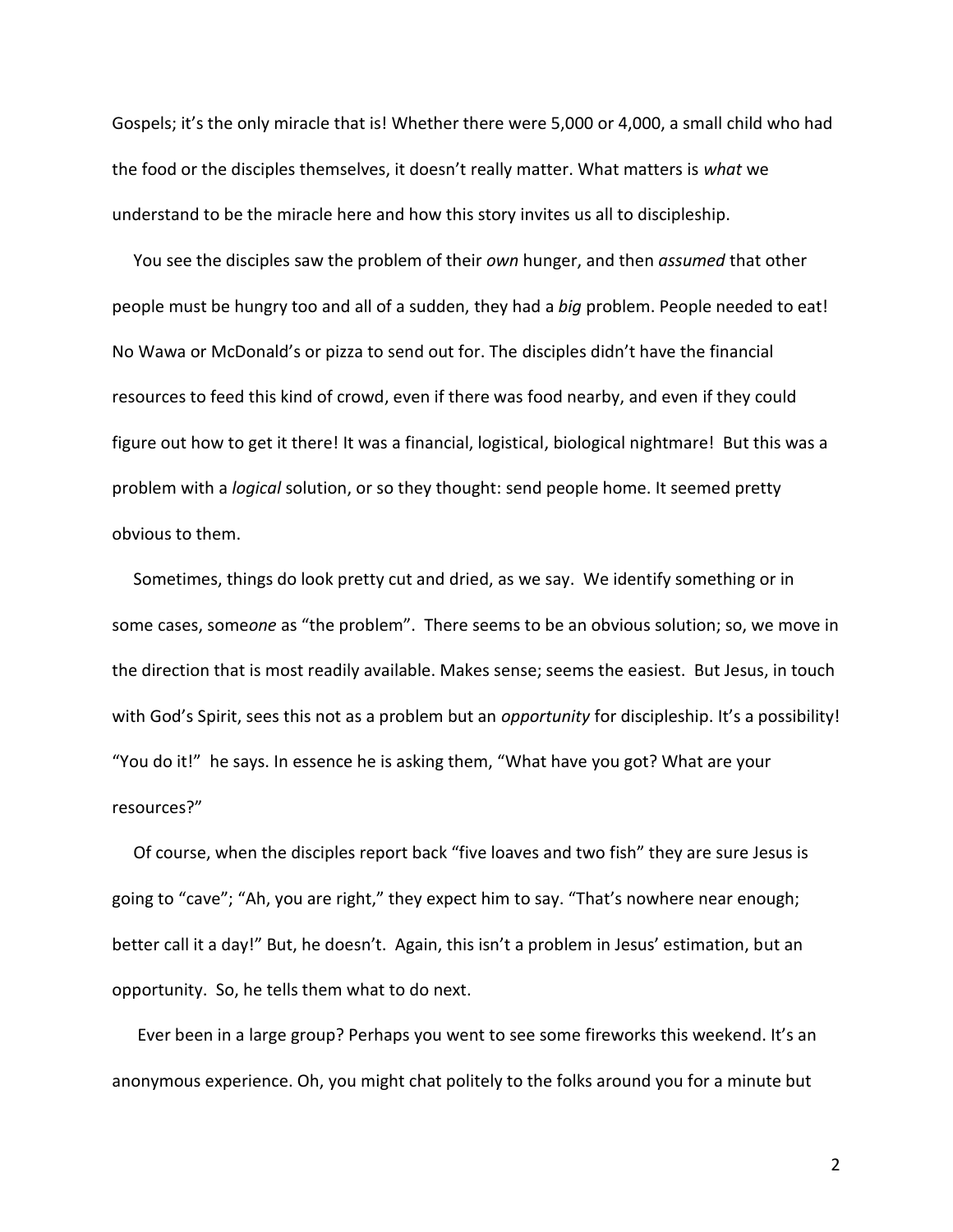Gospels; it's the only miracle that is! Whether there were 5,000 or 4,000, a small child who had the food or the disciples themselves, it doesn't really matter. What matters is *what* we understand to be the miracle here and how this story invites us all to discipleship.

You see the disciples saw the problem of their *own* hunger, and then *assumed* that other people must be hungry too and all of a sudden, they had a *big* problem. People needed to eat! No Wawa or McDonald's or pizza to send out for. The disciples didn't have the financial resources to feed this kind of crowd, even if there was food nearby, and even if they could figure out how to get it there! It was a financial, logistical, biological nightmare! But this was a problem with a *logical* solution, or so they thought: send people home. It seemed pretty obvious to them.

Sometimes, things do look pretty cut and dried, as we say. We identify something or in some cases, some*one* as "the problem". There seems to be an obvious solution; so, we move in the direction that is most readily available. Makes sense; seems the easiest. But Jesus, in touch with God's Spirit, sees this not as a problem but an *opportunity* for discipleship. It's a possibility! "You do it!" he says. In essence he is asking them, "What have you got? What are your resources?"

Of course, when the disciples report back "five loaves and two fish" they are sure Jesus is going to "cave"; "Ah, you are right," they expect him to say. "That's nowhere near enough; better call it a day!" But, he doesn't. Again, this isn't a problem in Jesus' estimation, but an opportunity. So, he tells them what to do next.

Ever been in a large group? Perhaps you went to see some fireworks this weekend. It's an anonymous experience. Oh, you might chat politely to the folks around you for a minute but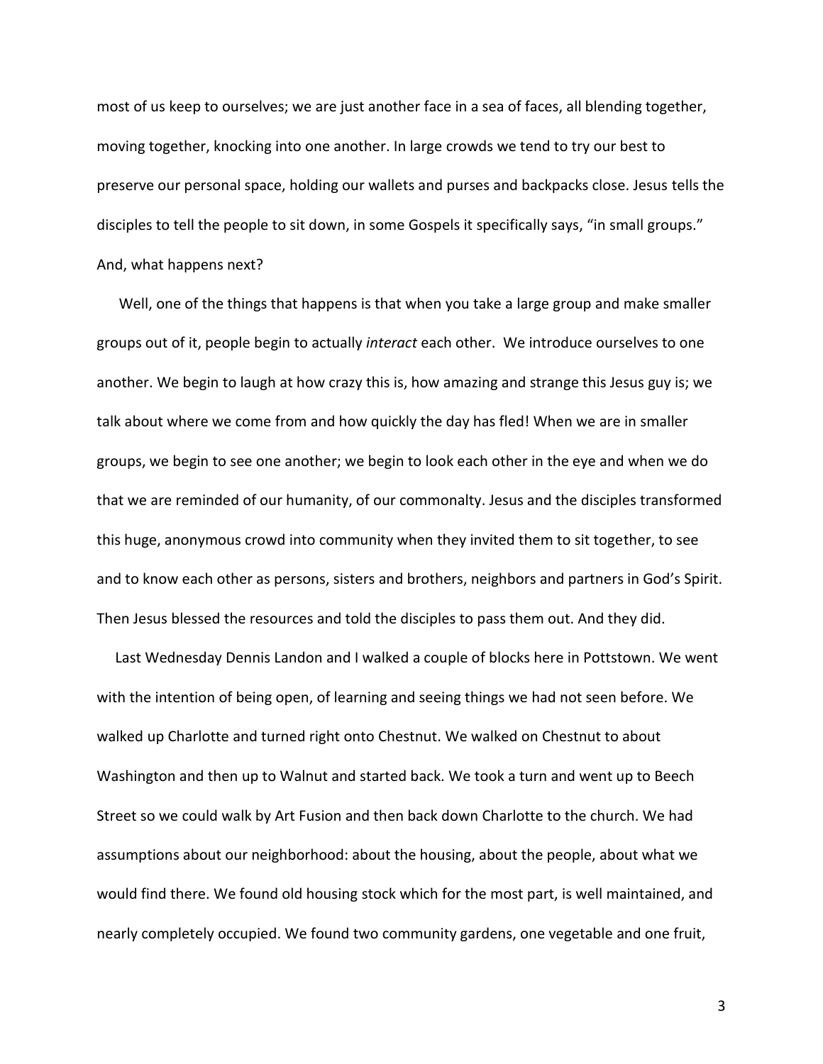most of us keep to ourselves; we are just another face in a sea of faces, all blending together, moving together, knocking into one another. In large crowds we tend to try our best to preserve our personal space, holding our wallets and purses and backpacks close. Jesus tells the disciples to tell the people to sit down, in some Gospels it specifically says, "in small groups." And, what happens next?

Well, one of the things that happens is that when you take a large group and make smaller groups out of it, people begin to actually *interact* each other. We introduce ourselves to one another. We begin to laugh at how crazy this is, how amazing and strange this Jesus guy is; we talk about where we come from and how quickly the day has fled! When we are in smaller groups, we begin to see one another; we begin to look each other in the eye and when we do that we are reminded of our humanity, of our commonalty. Jesus and the disciples transformed this huge, anonymous crowd into community when they invited them to sit together, to see and to know each other as persons, sisters and brothers, neighbors and partners in God's Spirit. Then Jesus blessed the resources and told the disciples to pass them out. And they did.

Last Wednesday Dennis Landon and I walked a couple of blocks here in Pottstown. We went with the intention of being open, of learning and seeing things we had not seen before. We walked up Charlotte and turned right onto Chestnut. We walked on Chestnut to about Washington and then up to Walnut and started back. We took a turn and went up to Beech Street so we could walk by Art Fusion and then back down Charlotte to the church. We had assumptions about our neighborhood: about the housing, about the people, about what we would find there. We found old housing stock which for the most part, is well maintained, and nearly completely occupied. We found two community gardens, one vegetable and one fruit,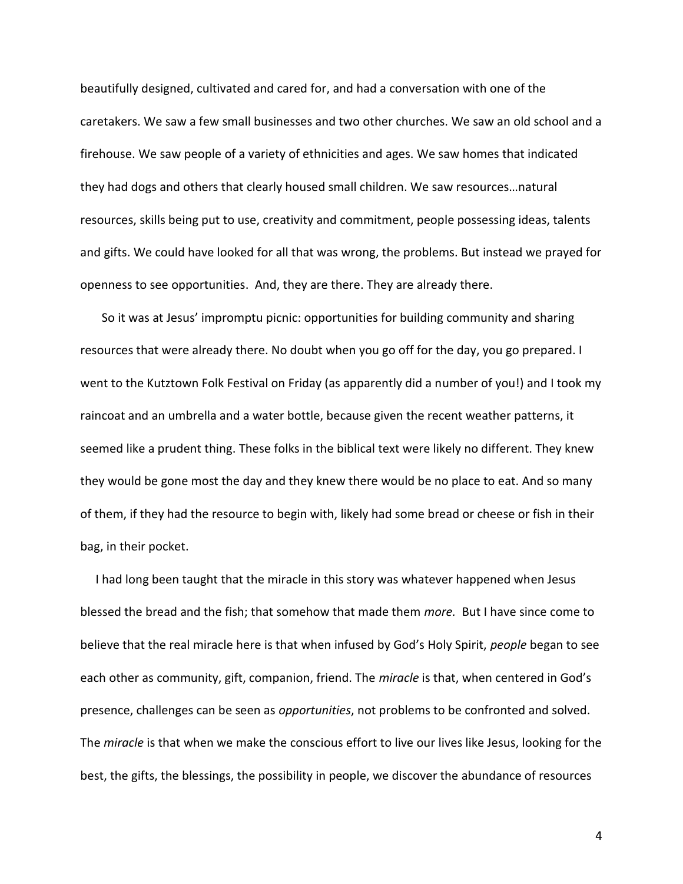beautifully designed, cultivated and cared for, and had a conversation with one of the caretakers. We saw a few small businesses and two other churches. We saw an old school and a firehouse. We saw people of a variety of ethnicities and ages. We saw homes that indicated they had dogs and others that clearly housed small children. We saw resources…natural resources, skills being put to use, creativity and commitment, people possessing ideas, talents and gifts. We could have looked for all that was wrong, the problems. But instead we prayed for openness to see opportunities. And, they are there. They are already there.

So it was at Jesus' impromptu picnic: opportunities for building community and sharing resources that were already there. No doubt when you go off for the day, you go prepared. I went to the Kutztown Folk Festival on Friday (as apparently did a number of you!) and I took my raincoat and an umbrella and a water bottle, because given the recent weather patterns, it seemed like a prudent thing. These folks in the biblical text were likely no different. They knew they would be gone most the day and they knew there would be no place to eat. And so many of them, if they had the resource to begin with, likely had some bread or cheese or fish in their bag, in their pocket.

I had long been taught that the miracle in this story was whatever happened when Jesus blessed the bread and the fish; that somehow that made them *more.* But I have since come to believe that the real miracle here is that when infused by God's Holy Spirit, *people* began to see each other as community, gift, companion, friend. The *miracle* is that, when centered in God's presence, challenges can be seen as *opportunities*, not problems to be confronted and solved. The *miracle* is that when we make the conscious effort to live our lives like Jesus, looking for the best, the gifts, the blessings, the possibility in people, we discover the abundance of resources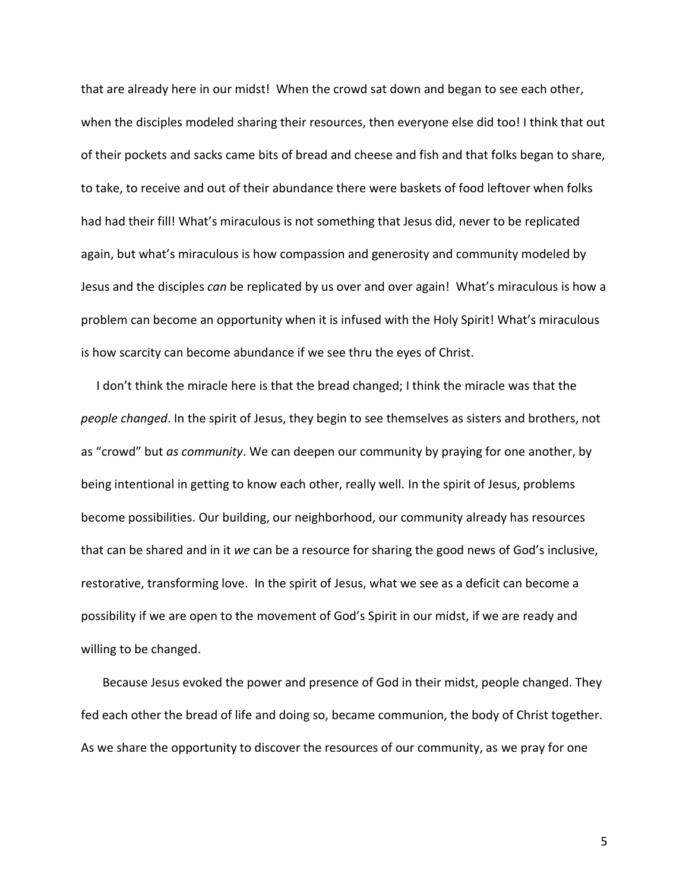that are already here in our midst! When the crowd sat down and began to see each other, when the disciples modeled sharing their resources, then everyone else did too! I think that out of their pockets and sacks came bits of bread and cheese and fish and that folks began to share, to take, to receive and out of their abundance there were baskets of food leftover when folks had had their fill! What's miraculous is not something that Jesus did, never to be replicated again, but what's miraculous is how compassion and generosity and community modeled by Jesus and the disciples *can* be replicated by us over and over again! What's miraculous is how a problem can become an opportunity when it is infused with the Holy Spirit! What's miraculous is how scarcity can become abundance if we see thru the eyes of Christ.

I don't think the miracle here is that the bread changed; I think the miracle was that the *people changed*. In the spirit of Jesus, they begin to see themselves as sisters and brothers, not as "crowd" but *as community*. We can deepen our community by praying for one another, by being intentional in getting to know each other, really well. In the spirit of Jesus, problems become possibilities. Our building, our neighborhood, our community already has resources that can be shared and in it *we* can be a resource for sharing the good news of God's inclusive, restorative, transforming love. In the spirit of Jesus, what we see as a deficit can become a possibility if we are open to the movement of God's Spirit in our midst, if we are ready and willing to be changed.

Because Jesus evoked the power and presence of God in their midst, people changed. They fed each other the bread of life and doing so, became communion, the body of Christ together. As we share the opportunity to discover the resources of our community, as we pray for one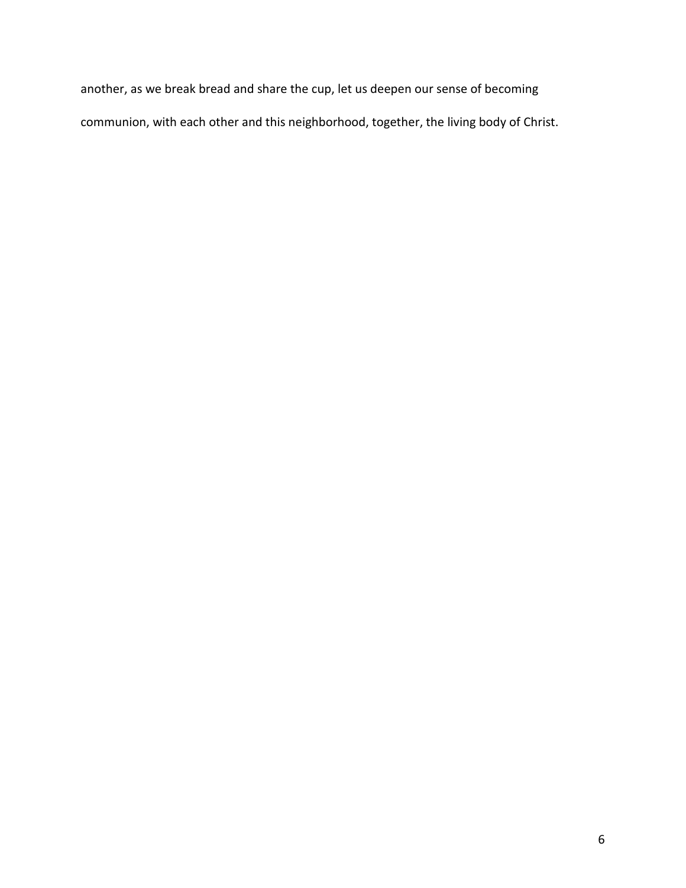another, as we break bread and share the cup, let us deepen our sense of becoming communion, with each other and this neighborhood, together, the living body of Christ.